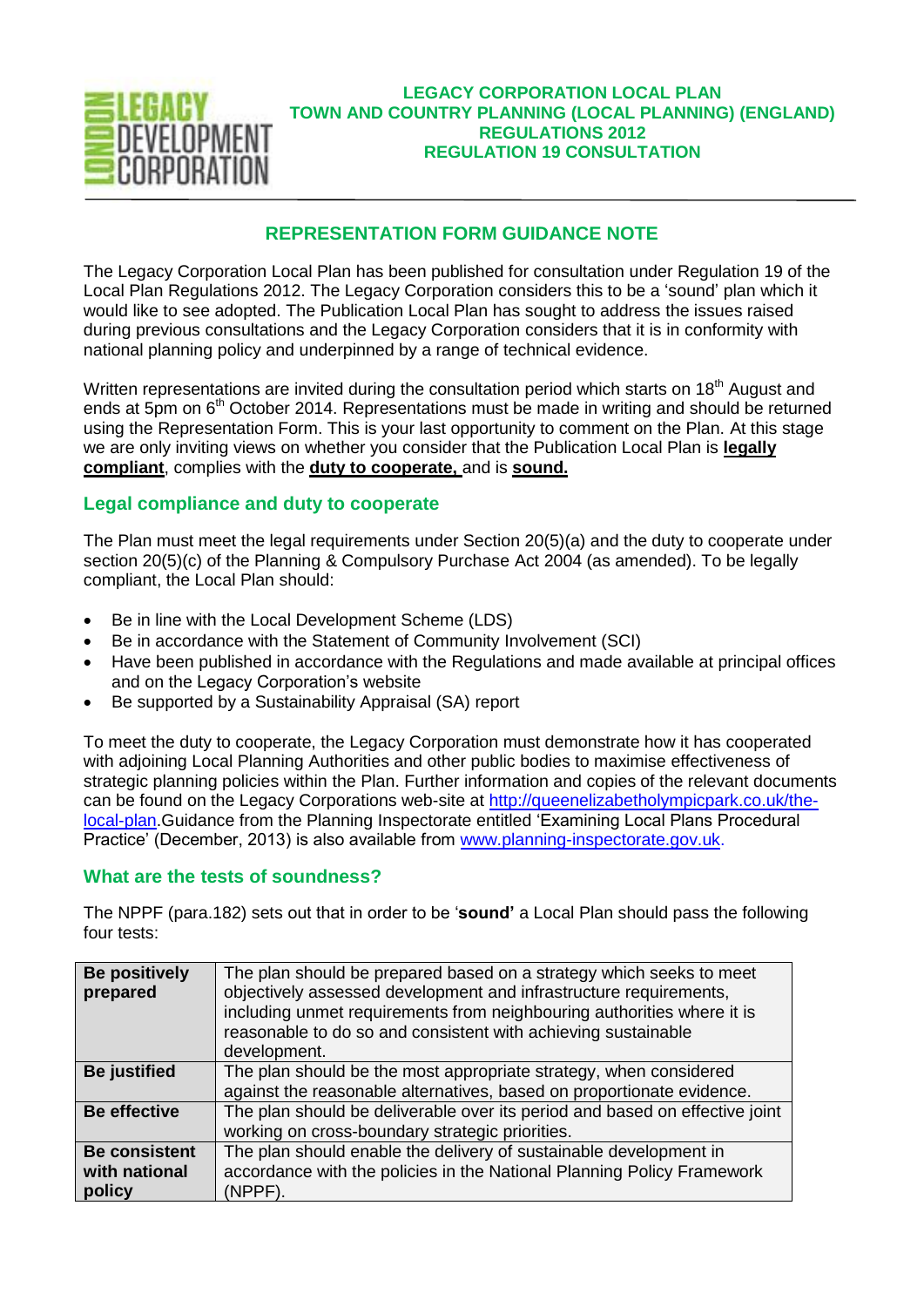**LEGACY CORPORATION LOCAL PLAN**
**TOWN AND COUNTRY PLANNING (LOCAL PLANNING) (ENGLAND) REGULATIONS 2012**
**REGULATION 19 CONSULTATION**

## REPRESENTATION FORM GUIDANCE NOTE

The Legacy Corporation Local Plan has been published for consultation under Regulation 19 of the Local Plan Regulations 2012. The Legacy Corporation considers this to be a 'sound' plan which it would like to see adopted. The Publication Local Plan has sought to address the issues raised during previous consultations and the Legacy Corporation considers that it is in conformity with national planning policy and underpinned by a range of technical evidence.

Written representations are invited during the consultation period which starts on 18th August and ends at 5pm on 6th October 2014. Representations must be made in writing and should be returned using the Representation Form. This is your last opportunity to comment on the Plan. At this stage we are only inviting views on whether you consider that the Publication Local Plan is **legally compliant**, complies with the **duty to cooperate,** and is **sound.**

### Legal compliance and duty to cooperate

The Plan must meet the legal requirements under Section 20(5)(a) and the duty to cooperate under section 20(5)(c) of the Planning & Compulsory Purchase Act 2004 (as amended). To be legally compliant, the Local Plan should:

- Be in line with the Local Development Scheme (LDS)
- Be in accordance with the Statement of Community Involvement (SCI)
- Have been published in accordance with the Regulations and made available at principal offices and on the Legacy Corporation's website
- Be supported by a Sustainability Appraisal (SA) report

To meet the duty to cooperate, the Legacy Corporation must demonstrate how it has cooperated with adjoining Local Planning Authorities and other public bodies to maximise effectiveness of strategic planning policies within the Plan. Further information and copies of the relevant documents can be found on the Legacy Corporations web-site at http://queenelizabetholympicpark.co.uk/the-local-plan.Guidance from the Planning Inspectorate entitled 'Examining Local Plans Procedural Practice' (December, 2013) is also available from www.planning-inspectorate.gov.uk.

### What are the tests of soundness?

The NPPF (para.182) sets out that in order to be '**sound'** a Local Plan should pass the following four tests:

| **Be positively prepared** | The plan should be prepared based on a strategy which seeks to meet objectively assessed development and infrastructure requirements, including unmet requirements from neighbouring authorities where it is reasonable to do so and consistent with achieving sustainable development. |
|---|---|
| **Be justified** | The plan should be the most appropriate strategy, when considered against the reasonable alternatives, based on proportionate evidence. |
| **Be effective** | The plan should be deliverable over its period and based on effective joint working on cross-boundary strategic priorities. |
| **Be consistent with national policy** | The plan should enable the delivery of sustainable development in accordance with the policies in the National Planning Policy Framework (NPPF). |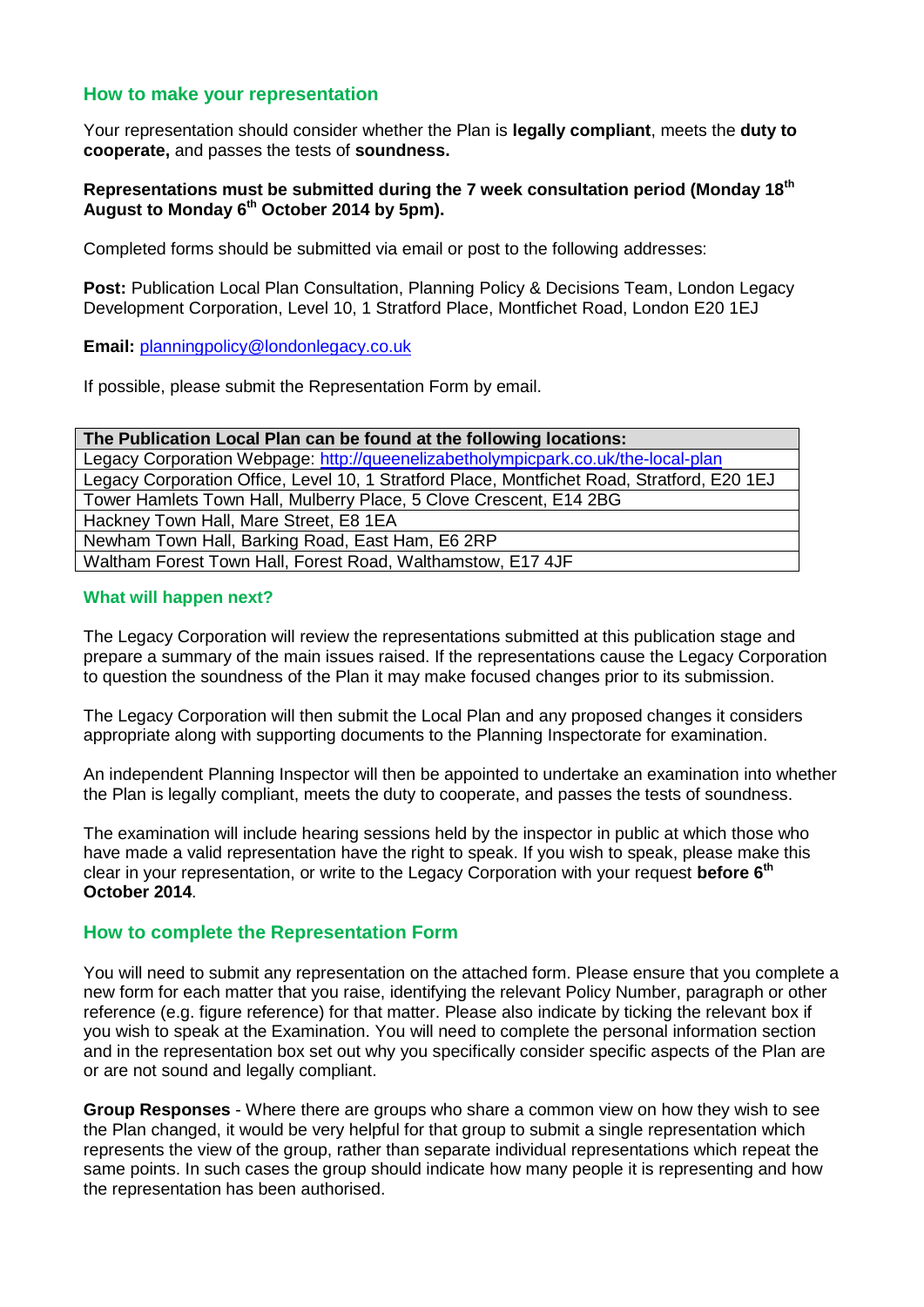## How to make your representation

Your representation should consider whether the Plan is **legally compliant**, meets the **duty to cooperate,** and passes the tests of **soundness.**

**Representations must be submitted during the 7 week consultation period (Monday 18th August to Monday 6th October 2014 by 5pm).**

Completed forms should be submitted via email or post to the following addresses:

**Post:** Publication Local Plan Consultation, Planning Policy & Decisions Team, London Legacy Development Corporation, Level 10, 1 Stratford Place, Montfichet Road, London E20 1EJ

**Email:** planningpolicy@londonlegacy.co.uk

If possible, please submit the Representation Form by email.

| **The Publication Local Plan can be found at the following locations:** |
|---|
| Legacy Corporation Webpage: http://queenelizabetholympicpark.co.uk/the-local-plan |
| Legacy Corporation Office, Level 10, 1 Stratford Place, Montfichet Road, Stratford, E20 1EJ |
| Tower Hamlets Town Hall, Mulberry Place, 5 Clove Crescent, E14 2BG |
| Hackney Town Hall, Mare Street, E8 1EA |
| Newham Town Hall, Barking Road, East Ham, E6 2RP |
| Waltham Forest Town Hall, Forest Road, Walthamstow, E17 4JF |

## What will happen next?

The Legacy Corporation will review the representations submitted at this publication stage and prepare a summary of the main issues raised. If the representations cause the Legacy Corporation to question the soundness of the Plan it may make focused changes prior to its submission.

The Legacy Corporation will then submit the Local Plan and any proposed changes it considers appropriate along with supporting documents to the Planning Inspectorate for examination.

An independent Planning Inspector will then be appointed to undertake an examination into whether the Plan is legally compliant, meets the duty to cooperate, and passes the tests of soundness.

The examination will include hearing sessions held by the inspector in public at which those who have made a valid representation have the right to speak. If you wish to speak, please make this clear in your representation, or write to the Legacy Corporation with your request **before 6th October 2014**.

## How to complete the Representation Form

You will need to submit any representation on the attached form. Please ensure that you complete a new form for each matter that you raise, identifying the relevant Policy Number, paragraph or other reference (e.g. figure reference) for that matter. Please also indicate by ticking the relevant box if you wish to speak at the Examination. You will need to complete the personal information section and in the representation box set out why you specifically consider specific aspects of the Plan are or are not sound and legally compliant.

**Group Responses** - Where there are groups who share a common view on how they wish to see the Plan changed, it would be very helpful for that group to submit a single representation which represents the view of the group, rather than separate individual representations which repeat the same points. In such cases the group should indicate how many people it is representing and how the representation has been authorised.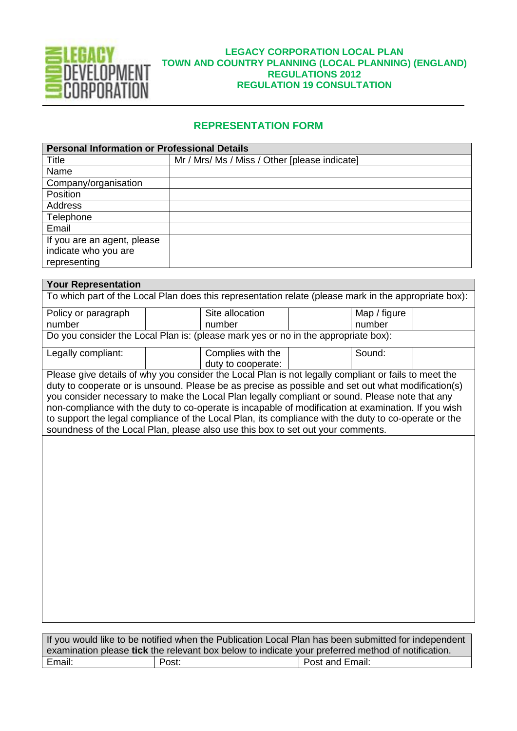LONDON LEGACY DEVELOPMENT CORPORATION

**LEGACY CORPORATION LOCAL PLAN**
**TOWN AND COUNTRY PLANNING (LOCAL PLANNING) (ENGLAND) REGULATIONS 2012**
**REGULATION 19 CONSULTATION**

## REPRESENTATION FORM

| **Personal Information or Professional Details** | |
|---|---|
| Title | Mr / Mrs/ Ms / Miss / Other [please indicate] |
| Name | |
| Company/organisation | |
| Position | |
| Address | |
| Telephone | |
| Email | |
| If you are an agent, please indicate who you are representing | |

| **Your Representation** | | | | | |
|---|---|---|---|---|---|
| To which part of the Local Plan does this representation relate (please mark in the appropriate box): | | | | | |
| Policy or paragraph number | | Site allocation number | | Map / figure number | |
| Do you consider the Local Plan is: (please mark yes or no in the appropriate box): | | | | | |
| Legally compliant: | | Complies with the duty to cooperate: | | Sound: | |
| Please give details of why you consider the Local Plan is not legally compliant or fails to meet the duty to cooperate or is unsound. Please be as precise as possible and set out what modification(s) you consider necessary to make the Local Plan legally compliant or sound. Please note that any non-compliance with the duty to co-operate is incapable of modification at examination. If you wish to support the legal compliance of the Local Plan, its compliance with the duty to co-operate or the soundness of the Local Plan, please also use this box to set out your comments. | | | | | |
| | | | | | |

| If you would like to be notified when the Publication Local Plan has been submitted for independent examination please **tick** the relevant box below to indicate your preferred method of notification. | | |
|---|---|---|
| Email: | Post: | Post and Email: |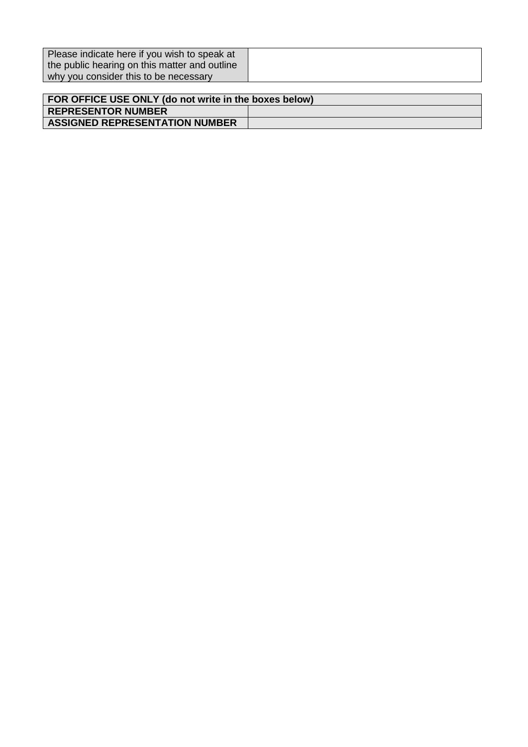| | |
|---|---|
| Please indicate here if you wish to speak at the public hearing on this matter and outline why you consider this to be necessary | |

| **FOR OFFICE USE ONLY (do not write in the boxes below)** | |
|---|---|
| **REPRESENTOR NUMBER** | |
| **ASSIGNED REPRESENTATION NUMBER** | |